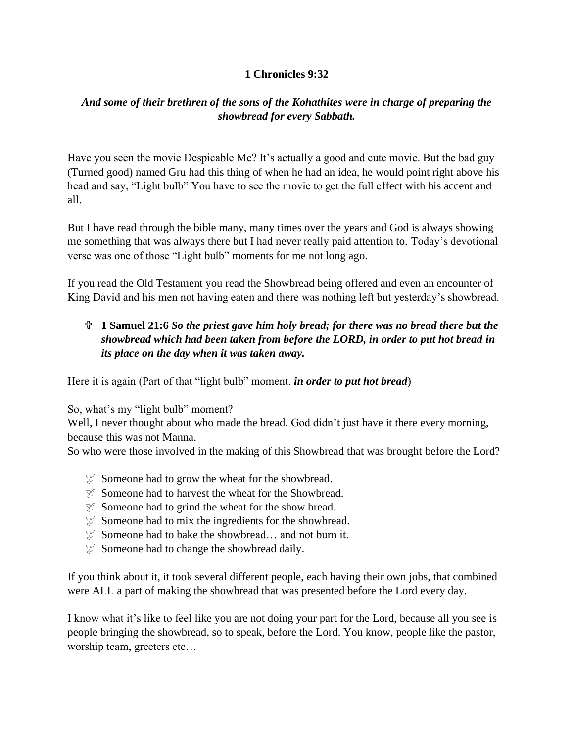**1 Chronicles 9:32**

***And some of their brethren of the sons of the Kohathites were in charge of preparing the showbread for every Sabbath.***

Have you seen the movie Despicable Me? It's actually a good and cute movie. But the bad guy (Turned good) named Gru had this thing of when he had an idea, he would point right above his head and say, "Light bulb" You have to see the movie to get the full effect with his accent and all.

But I have read through the bible many, many times over the years and God is always showing me something that was always there but I had never really paid attention to. Today's devotional verse was one of those "Light bulb" moments for me not long ago.

If you read the Old Testament you read the Showbread being offered and even an encounter of King David and his men not having eaten and there was nothing left but yesterday's showbread.

- ✞ **1 Samuel 21:6** ***So the priest gave him holy bread; for there was no bread there but the showbread which had been taken from before the LORD, in order to put hot bread in its place on the day when it was taken away.***

Here it is again (Part of that "light bulb" moment. ***in order to put hot bread***)

So, what's my "light bulb" moment?
Well, I never thought about who made the bread. God didn't just have it there every morning, because this was not Manna.
So who were those involved in the making of this Showbread that was brought before the Lord?

- Someone had to grow the wheat for the showbread.
- Someone had to harvest the wheat for the Showbread.
- Someone had to grind the wheat for the show bread.
- Someone had to mix the ingredients for the showbread.
- Someone had to bake the showbread… and not burn it.
- Someone had to change the showbread daily.

If you think about it, it took several different people, each having their own jobs, that combined were ALL a part of making the showbread that was presented before the Lord every day.

I know what it's like to feel like you are not doing your part for the Lord, because all you see is people bringing the showbread, so to speak, before the Lord. You know, people like the pastor, worship team, greeters etc…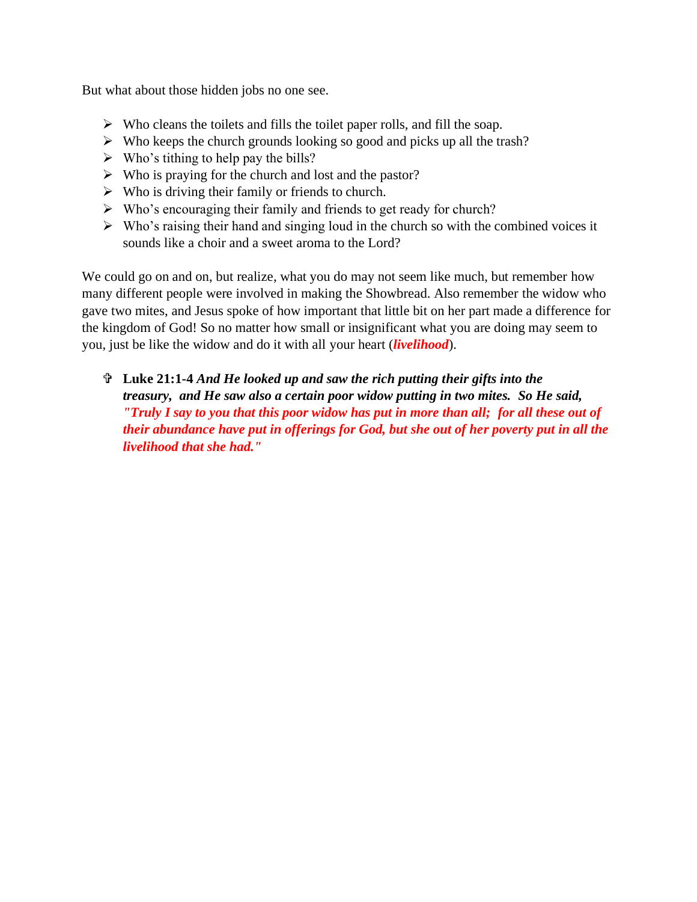But what about those hidden jobs no one see.

- Who cleans the toilets and fills the toilet paper rolls, and fill the soap.
- Who keeps the church grounds looking so good and picks up all the trash?
- Who's tithing to help pay the bills?
- Who is praying for the church and lost and the pastor?
- Who is driving their family or friends to church.
- Who's encouraging their family and friends to get ready for church?
- Who's raising their hand and singing loud in the church so with the combined voices it sounds like a choir and a sweet aroma to the Lord?

We could go on and on, but realize, what you do may not seem like much, but remember how many different people were involved in making the Showbread. Also remember the widow who gave two mites, and Jesus spoke of how important that little bit on her part made a difference for the kingdom of God! So no matter how small or insignificant what you are doing may seem to you, just be like the widow and do it with all your heart (***livelihood***).

- ✞ **Luke 21:1-4** ***And He looked up and saw the rich putting their gifts into the treasury, and He saw also a certain poor widow putting in two mites. So He said, "Truly I say to you that this poor widow has put in more than all; for all these out of their abundance have put in offerings for God, but she out of her poverty put in all the livelihood that she had."***